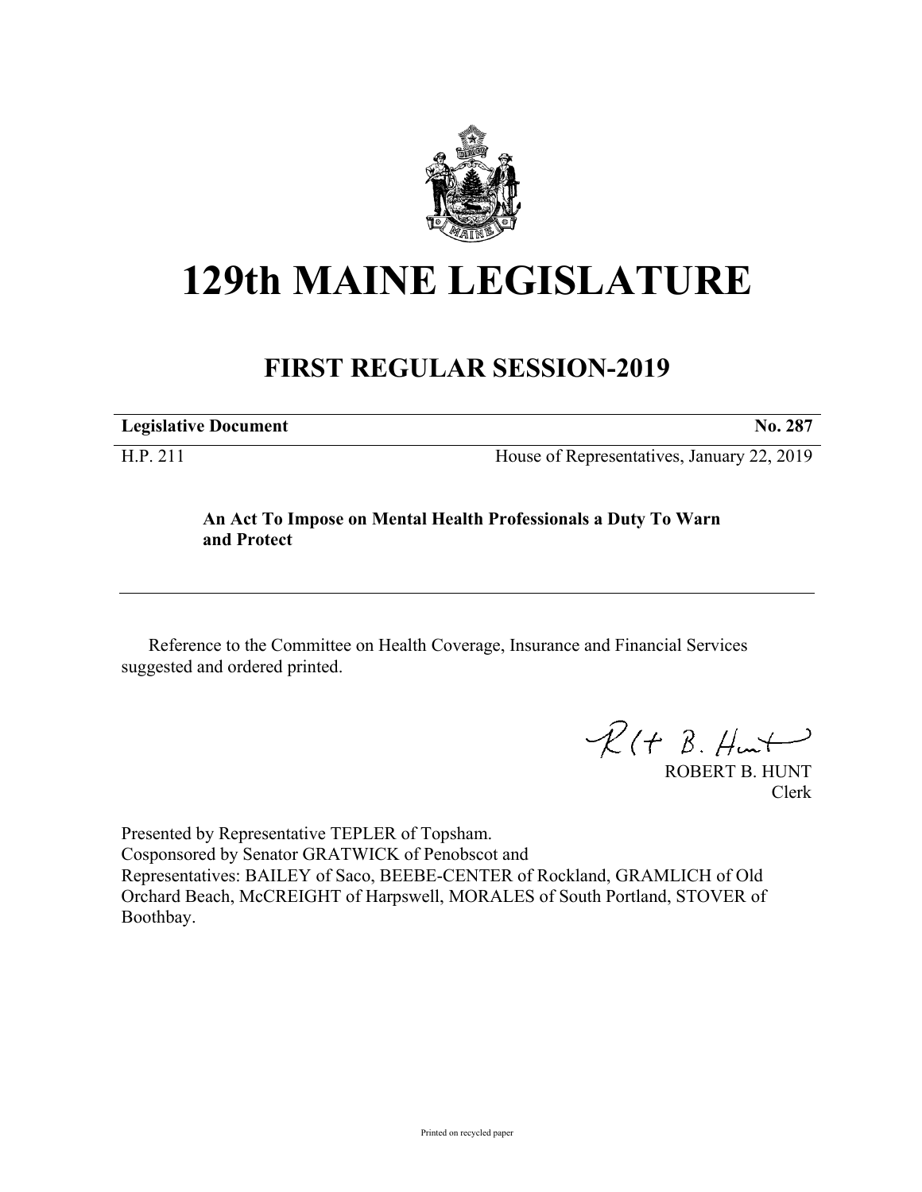# 129th MAINE LEGISLATURE

## FIRST REGULAR SESSION-2019

**Legislative Document** **No. 287**

H.P. 211 House of Representatives, January 22, 2019

**An Act To Impose on Mental Health Professionals a Duty To Warn and Protect**

Reference to the Committee on Health Coverage, Insurance and Financial Services suggested and ordered printed.

ROBERT B. HUNT
Clerk

Presented by Representative TEPLER of Topsham.
Cosponsored by Senator GRATWICK of Penobscot and
Representatives: BAILEY of Saco, BEEBE-CENTER of Rockland, GRAMLICH of Old Orchard Beach, McCREIGHT of Harpswell, MORALES of South Portland, STOVER of Boothbay.

Printed on recycled paper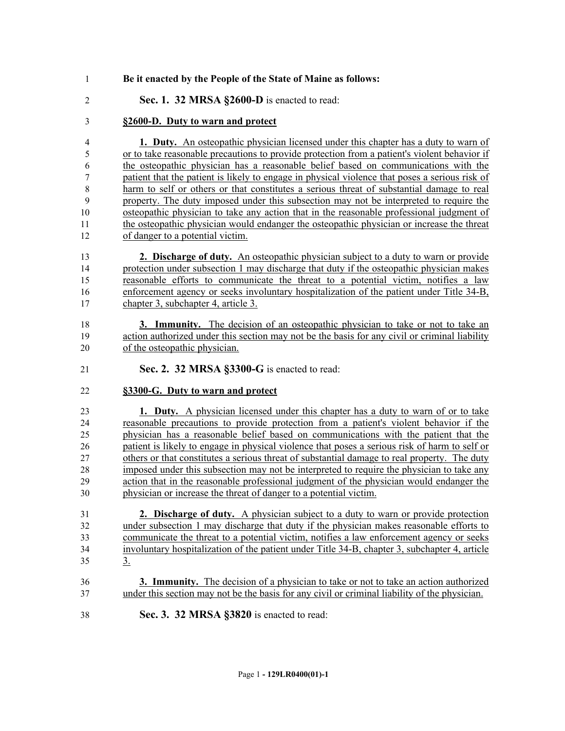**Be it enacted by the People of the State of Maine as follows:**

**Sec. 1. 32 MRSA §2600-D** is enacted to read:

**§2600-D. Duty to warn and protect**

**1. Duty.** An osteopathic physician licensed under this chapter has a duty to warn of or to take reasonable precautions to provide protection from a patient's violent behavior if the osteopathic physician has a reasonable belief based on communications with the patient that the patient is likely to engage in physical violence that poses a serious risk of harm to self or others or that constitutes a serious threat of substantial damage to real property. The duty imposed under this subsection may not be interpreted to require the osteopathic physician to take any action that in the reasonable professional judgment of the osteopathic physician would endanger the osteopathic physician or increase the threat of danger to a potential victim.

**2. Discharge of duty.** An osteopathic physician subject to a duty to warn or provide protection under subsection 1 may discharge that duty if the osteopathic physician makes reasonable efforts to communicate the threat to a potential victim, notifies a law enforcement agency or seeks involuntary hospitalization of the patient under Title 34-B, chapter 3, subchapter 4, article 3.

**3. Immunity.** The decision of an osteopathic physician to take or not to take an action authorized under this section may not be the basis for any civil or criminal liability of the osteopathic physician.

**Sec. 2. 32 MRSA §3300-G** is enacted to read:

**§3300-G. Duty to warn and protect**

**1. Duty.** A physician licensed under this chapter has a duty to warn of or to take reasonable precautions to provide protection from a patient's violent behavior if the physician has a reasonable belief based on communications with the patient that the patient is likely to engage in physical violence that poses a serious risk of harm to self or others or that constitutes a serious threat of substantial damage to real property. The duty imposed under this subsection may not be interpreted to require the physician to take any action that in the reasonable professional judgment of the physician would endanger the physician or increase the threat of danger to a potential victim.

**2. Discharge of duty.** A physician subject to a duty to warn or provide protection under subsection 1 may discharge that duty if the physician makes reasonable efforts to communicate the threat to a potential victim, notifies a law enforcement agency or seeks involuntary hospitalization of the patient under Title 34-B, chapter 3, subchapter 4, article 3.

**3. Immunity.** The decision of a physician to take or not to take an action authorized under this section may not be the basis for any civil or criminal liability of the physician.

**Sec. 3. 32 MRSA §3820** is enacted to read: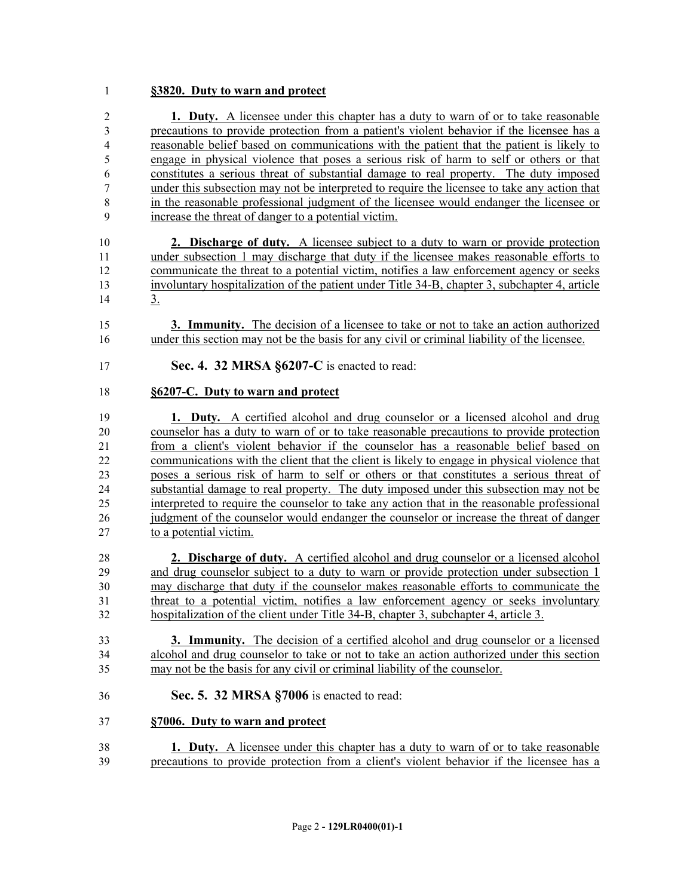**§3820. Duty to warn and protect**

**1. Duty.** A licensee under this chapter has a duty to warn of or to take reasonable precautions to provide protection from a patient's violent behavior if the licensee has a reasonable belief based on communications with the patient that the patient is likely to engage in physical violence that poses a serious risk of harm to self or others or that constitutes a serious threat of substantial damage to real property. The duty imposed under this subsection may not be interpreted to require the licensee to take any action that in the reasonable professional judgment of the licensee would endanger the licensee or increase the threat of danger to a potential victim.

**2. Discharge of duty.** A licensee subject to a duty to warn or provide protection under subsection 1 may discharge that duty if the licensee makes reasonable efforts to communicate the threat to a potential victim, notifies a law enforcement agency or seeks involuntary hospitalization of the patient under Title 34-B, chapter 3, subchapter 4, article 3.

**3. Immunity.** The decision of a licensee to take or not to take an action authorized under this section may not be the basis for any civil or criminal liability of the licensee.

**Sec. 4. 32 MRSA §6207-C** is enacted to read:

**§6207-C. Duty to warn and protect**

**1. Duty.** A certified alcohol and drug counselor or a licensed alcohol and drug counselor has a duty to warn of or to take reasonable precautions to provide protection from a client's violent behavior if the counselor has a reasonable belief based on communications with the client that the client is likely to engage in physical violence that poses a serious risk of harm to self or others or that constitutes a serious threat of substantial damage to real property. The duty imposed under this subsection may not be interpreted to require the counselor to take any action that in the reasonable professional judgment of the counselor would endanger the counselor or increase the threat of danger to a potential victim.

**2. Discharge of duty.** A certified alcohol and drug counselor or a licensed alcohol and drug counselor subject to a duty to warn or provide protection under subsection 1 may discharge that duty if the counselor makes reasonable efforts to communicate the threat to a potential victim, notifies a law enforcement agency or seeks involuntary hospitalization of the client under Title 34-B, chapter 3, subchapter 4, article 3.

**3. Immunity.** The decision of a certified alcohol and drug counselor or a licensed alcohol and drug counselor to take or not to take an action authorized under this section may not be the basis for any civil or criminal liability of the counselor.

**Sec. 5. 32 MRSA §7006** is enacted to read:

**§7006. Duty to warn and protect**

**1. Duty.** A licensee under this chapter has a duty to warn of or to take reasonable precautions to provide protection from a client's violent behavior if the licensee has a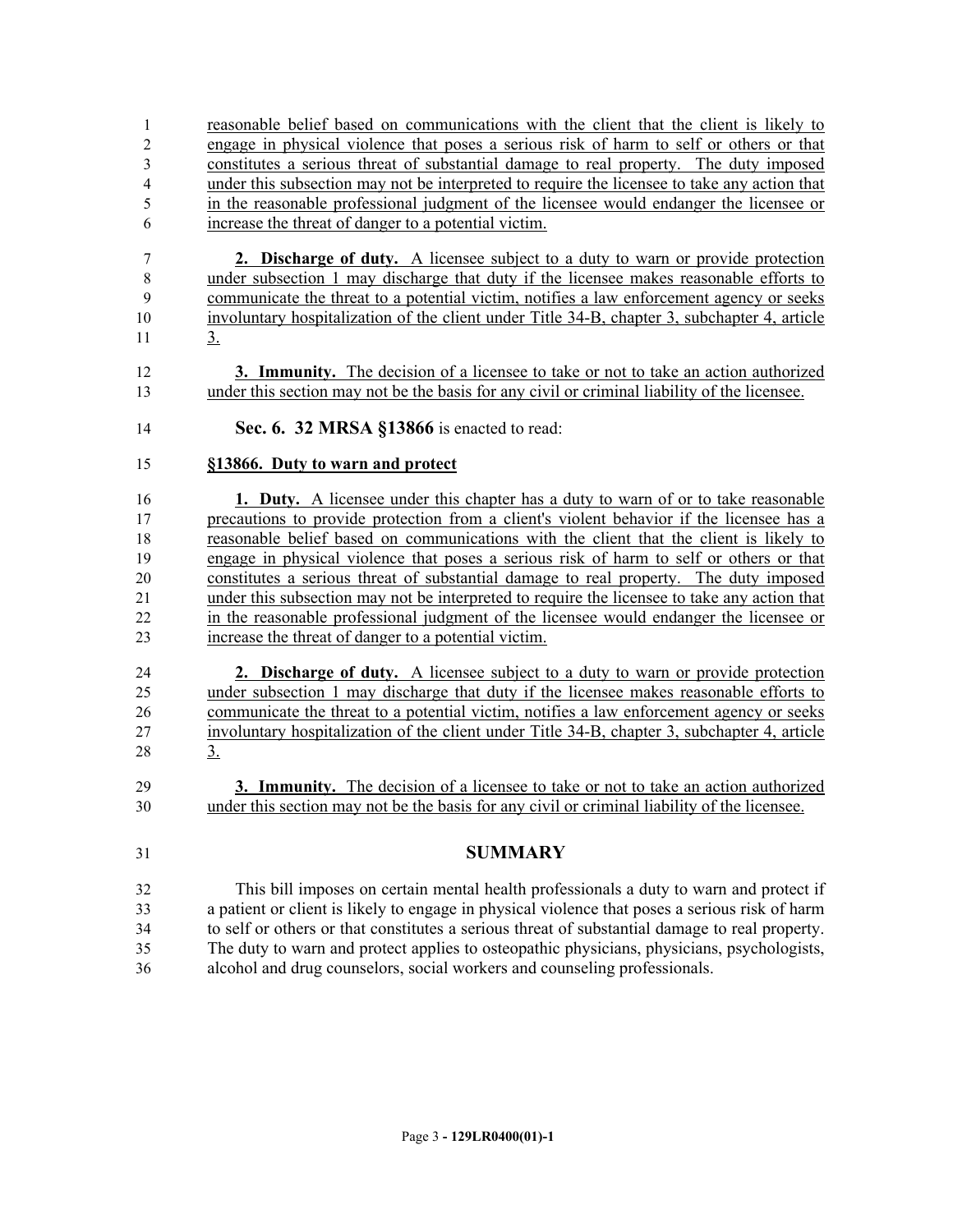reasonable belief based on communications with the client that the client is likely to engage in physical violence that poses a serious risk of harm to self or others or that constitutes a serious threat of substantial damage to real property. The duty imposed under this subsection may not be interpreted to require the licensee to take any action that in the reasonable professional judgment of the licensee would endanger the licensee or increase the threat of danger to a potential victim.

**2. Discharge of duty.** A licensee subject to a duty to warn or provide protection under subsection 1 may discharge that duty if the licensee makes reasonable efforts to communicate the threat to a potential victim, notifies a law enforcement agency or seeks involuntary hospitalization of the client under Title 34-B, chapter 3, subchapter 4, article 3.

**3. Immunity.** The decision of a licensee to take or not to take an action authorized under this section may not be the basis for any civil or criminal liability of the licensee.

**Sec. 6. 32 MRSA §13866** is enacted to read:

**§13866. Duty to warn and protect**

**1. Duty.** A licensee under this chapter has a duty to warn of or to take reasonable precautions to provide protection from a client's violent behavior if the licensee has a reasonable belief based on communications with the client that the client is likely to engage in physical violence that poses a serious risk of harm to self or others or that constitutes a serious threat of substantial damage to real property. The duty imposed under this subsection may not be interpreted to require the licensee to take any action that in the reasonable professional judgment of the licensee would endanger the licensee or increase the threat of danger to a potential victim.

**2. Discharge of duty.** A licensee subject to a duty to warn or provide protection under subsection 1 may discharge that duty if the licensee makes reasonable efforts to communicate the threat to a potential victim, notifies a law enforcement agency or seeks involuntary hospitalization of the client under Title 34-B, chapter 3, subchapter 4, article 3.

**3. Immunity.** The decision of a licensee to take or not to take an action authorized under this section may not be the basis for any civil or criminal liability of the licensee.

## SUMMARY

This bill imposes on certain mental health professionals a duty to warn and protect if a patient or client is likely to engage in physical violence that poses a serious risk of harm to self or others or that constitutes a serious threat of substantial damage to real property. The duty to warn and protect applies to osteopathic physicians, physicians, psychologists, alcohol and drug counselors, social workers and counseling professionals.